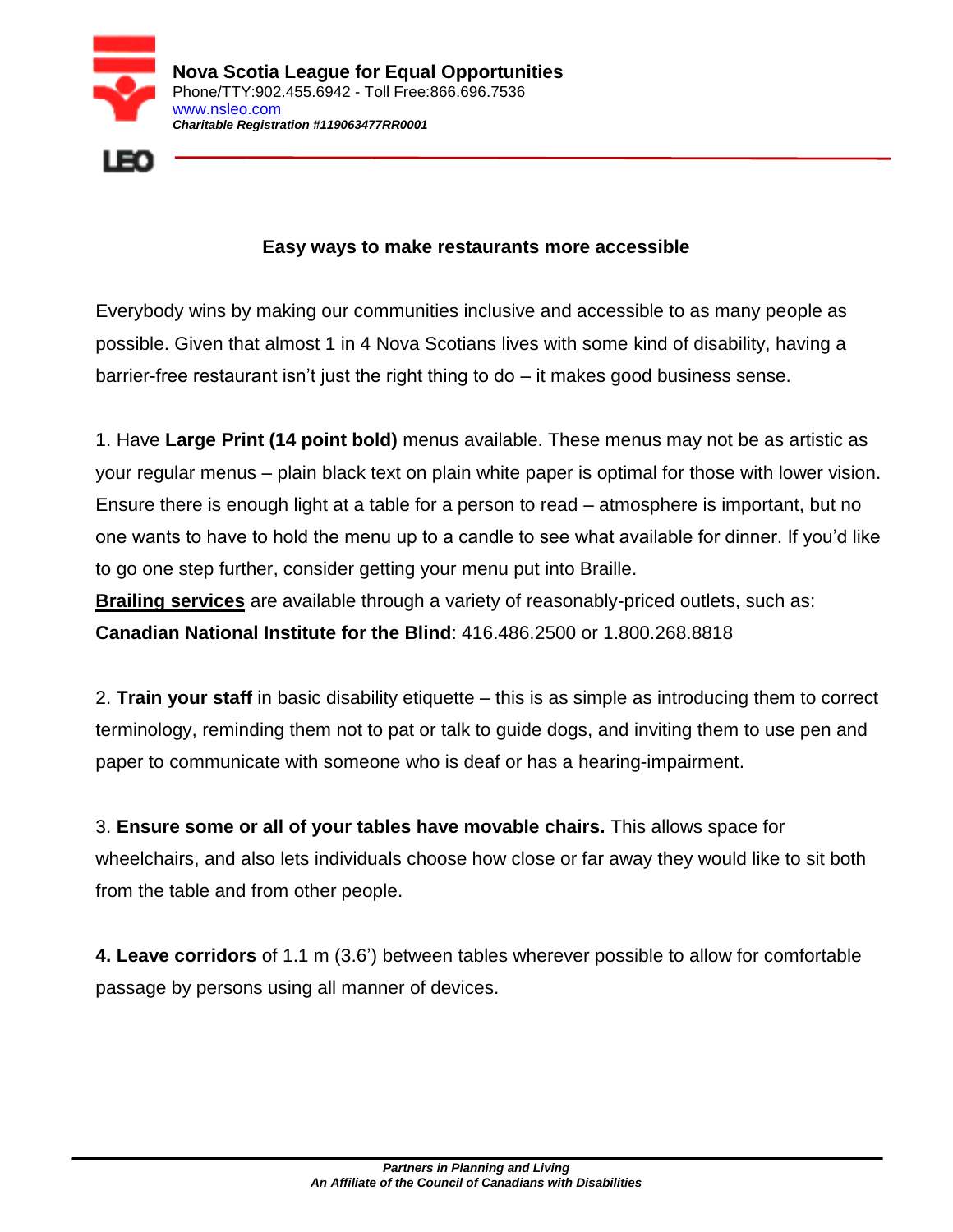**Nova Scotia League for Equal Opportunities**
Phone/TTY:902.455.6942 - Toll Free:866.696.7536
www.nsleo.com
***Charitable Registration #119063477RR0001***

## Easy ways to make restaurants more accessible

Everybody wins by making our communities inclusive and accessible to as many people as possible. Given that almost 1 in 4 Nova Scotians lives with some kind of disability, having a barrier-free restaurant isn't just the right thing to do – it makes good business sense.

1. Have **Large Print (14 point bold)** menus available. These menus may not be as artistic as your regular menus – plain black text on plain white paper is optimal for those with lower vision. Ensure there is enough light at a table for a person to read – atmosphere is important, but no one wants to have to hold the menu up to a candle to see what available for dinner. If you'd like to go one step further, consider getting your menu put into Braille.
**Brailing services** are available through a variety of reasonably-priced outlets, such as:
**Canadian National Institute for the Blind**: 416.486.2500 or 1.800.268.8818

2. **Train your staff** in basic disability etiquette – this is as simple as introducing them to correct terminology, reminding them not to pat or talk to guide dogs, and inviting them to use pen and paper to communicate with someone who is deaf or has a hearing-impairment.

3. **Ensure some or all of your tables have movable chairs.** This allows space for wheelchairs, and also lets individuals choose how close or far away they would like to sit both from the table and from other people.

**4. Leave corridors** of 1.1 m (3.6') between tables wherever possible to allow for comfortable passage by persons using all manner of devices.

***Partners in Planning and Living***
***An Affiliate of the Council of Canadians with Disabilities***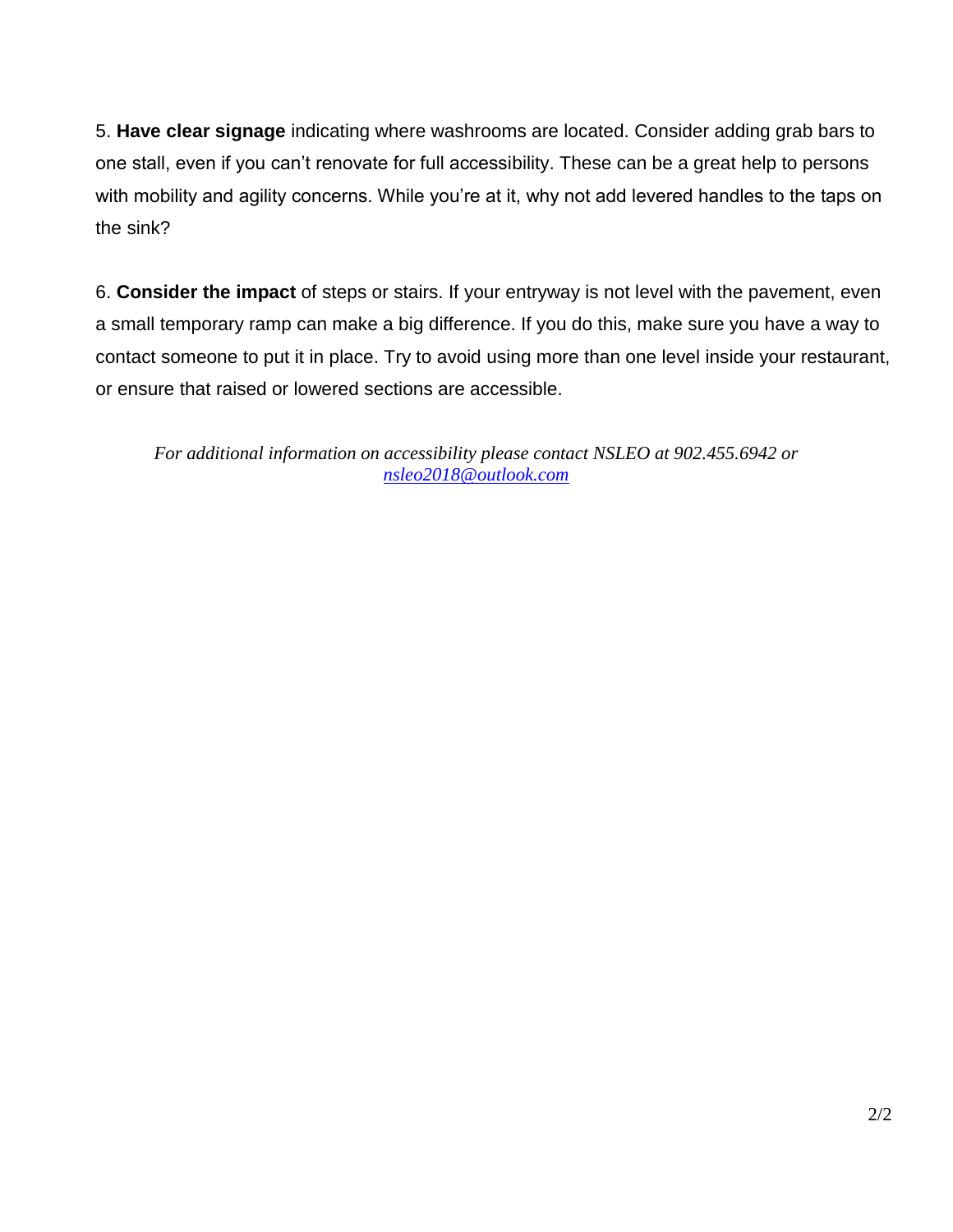5. **Have clear signage** indicating where washrooms are located. Consider adding grab bars to one stall, even if you can't renovate for full accessibility. These can be a great help to persons with mobility and agility concerns. While you're at it, why not add levered handles to the taps on the sink?

6. **Consider the impact** of steps or stairs. If your entryway is not level with the pavement, even a small temporary ramp can make a big difference. If you do this, make sure you have a way to contact someone to put it in place. Try to avoid using more than one level inside your restaurant, or ensure that raised or lowered sections are accessible.

*For additional information on accessibility please contact NSLEO at 902.455.6942 or [nsleo2018@outlook.com](mailto:nsleo2018@outlook.com)*